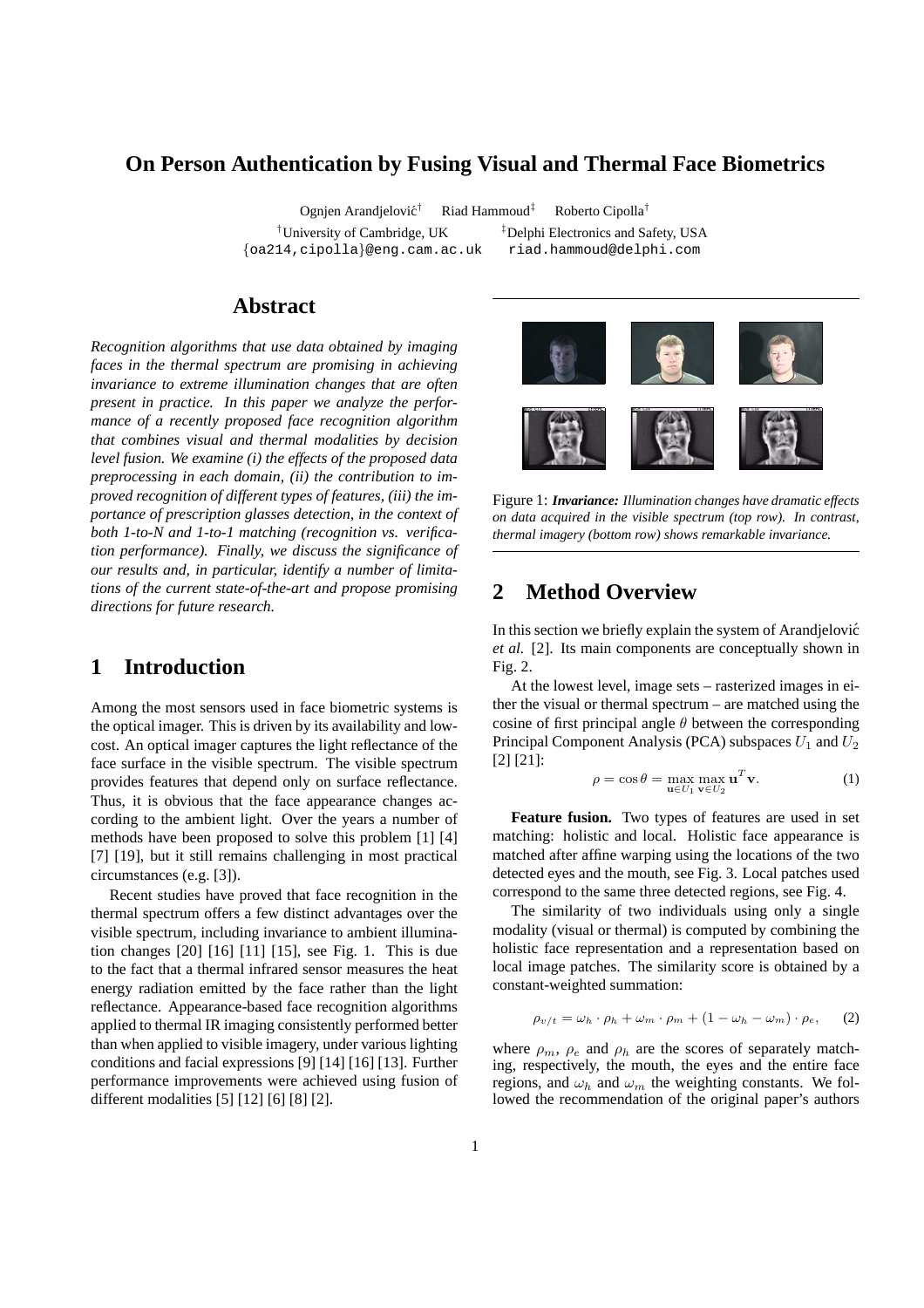# On Person Authentication by Fusing Visual and Thermal Face Biometrics

Ognjen Arandjelović[†] Riad Hammoud[‡] Roberto Cipolla[†]

[†]University of Cambridge, UK
{oa214,cipolla}@eng.cam.ac.uk

[‡]Delphi Electronics and Safety, USA
riad.hammoud@delphi.com

## Abstract

*Recognition algorithms that use data obtained by imaging faces in the thermal spectrum are promising in achieving invariance to extreme illumination changes that are often present in practice. In this paper we analyze the performance of a recently proposed face recognition algorithm that combines visual and thermal modalities by decision level fusion. We examine (i) the effects of the proposed data preprocessing in each domain, (ii) the contribution to improved recognition of different types of features, (iii) the importance of prescription glasses detection, in the context of both 1-to-N and 1-to-1 matching (recognition vs. verification performance). Finally, we discuss the significance of our results and, in particular, identify a number of limitations of the current state-of-the-art and propose promising directions for future research.*

## 1 Introduction

Among the most sensors used in face biometric systems is the optical imager. This is driven by its availability and low-cost. An optical imager captures the light reflectance of the face surface in the visible spectrum. The visible spectrum provides features that depend only on surface reflectance. Thus, it is obvious that the face appearance changes according to the ambient light. Over the years a number of methods have been proposed to solve this problem [1] [4] [7] [19], but it still remains challenging in most practical circumstances (e.g. [3]).

Recent studies have proved that face recognition in the thermal spectrum offers a few distinct advantages over the visible spectrum, including invariance to ambient illumination changes [20] [16] [11] [15], see Fig. 1. This is due to the fact that a thermal infrared sensor measures the heat energy radiation emitted by the face rather than the light reflectance. Appearance-based face recognition algorithms applied to thermal IR imaging consistently performed better than when applied to visible imagery, under various lighting conditions and facial expressions [9] [14] [16] [13]. Further performance improvements were achieved using fusion of different modalities [5] [12] [6] [8] [2].

Figure 1: ***Invariance:*** *Illumination changes have dramatic effects on data acquired in the visible spectrum (top row). In contrast, thermal imagery (bottom row) shows remarkable invariance.*

## 2 Method Overview

In this section we briefly explain the system of Arandjelović *et al.* [2]. Its main components are conceptually shown in Fig. 2.

At the lowest level, image sets – rasterized images in either the visual or thermal spectrum – are matched using the cosine of first principal angle $\theta$ between the corresponding Principal Component Analysis (PCA) subspaces $U_1$ and $U_2$ [2] [21]:

$$\rho = \cos\theta = \max_{\mathbf{u}\in U_1} \max_{\mathbf{v}\in U_2} \mathbf{u}^T\mathbf{v}. \tag{1}$$

**Feature fusion.** Two types of features are used in set matching: holistic and local. Holistic face appearance is matched after affine warping using the locations of the two detected eyes and the mouth, see Fig. 3. Local patches used correspond to the same three detected regions, see Fig. 4.

The similarity of two individuals using only a single modality (visual or thermal) is computed by combining the holistic face representation and a representation based on local image patches. The similarity score is obtained by a constant-weighted summation:

$$\rho_{v/t} = \omega_h \cdot \rho_h + \omega_m \cdot \rho_m + (1 - \omega_h - \omega_m) \cdot \rho_e, \tag{2}$$

where $\rho_m$, $\rho_e$ and $\rho_h$ are the scores of separately matching, respectively, the mouth, the eyes and the entire face regions, and $\omega_h$ and $\omega_m$ the weighting constants. We followed the recommendation of the original paper's authors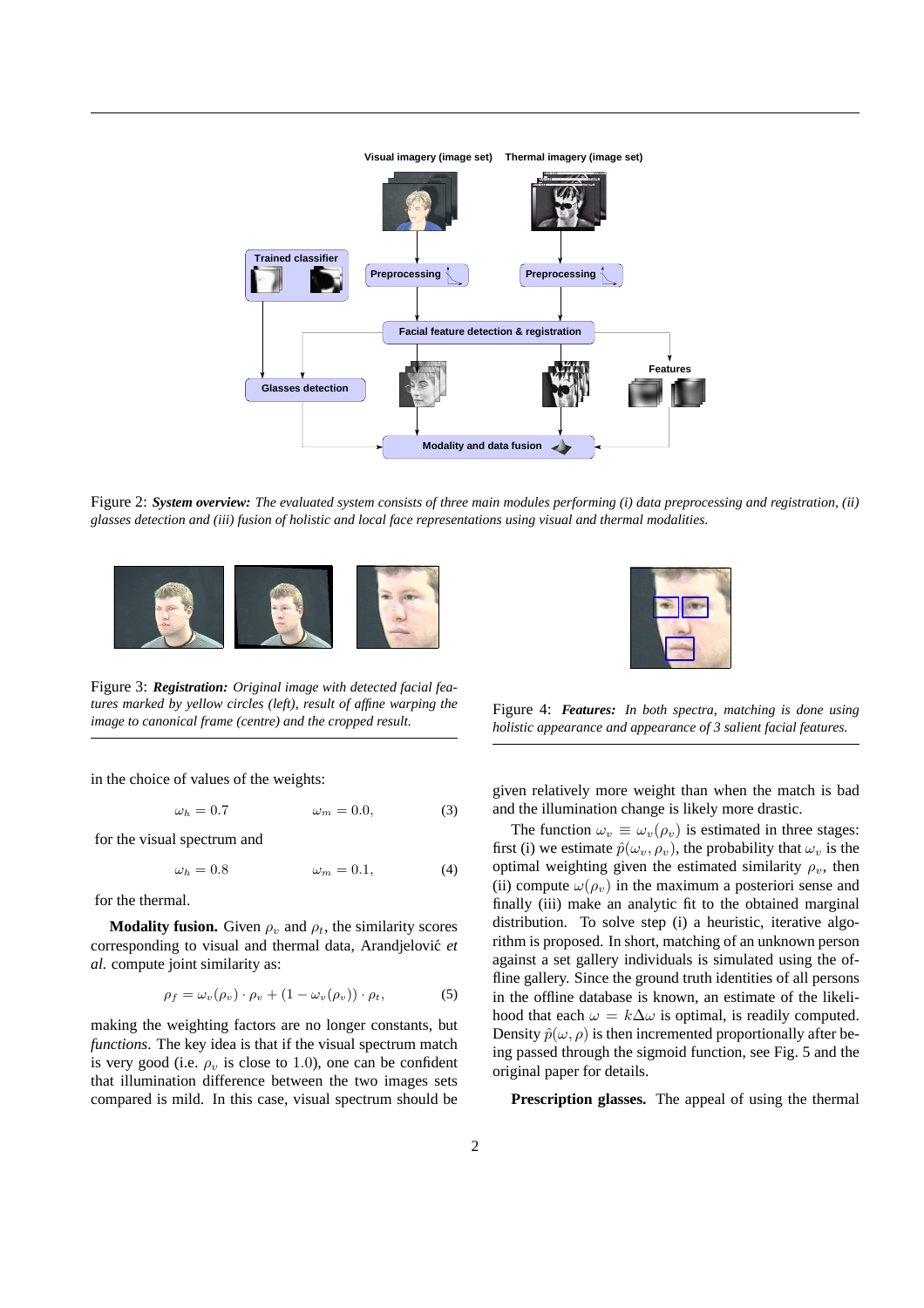Figure 2: ***System overview:*** *The evaluated system consists of three main modules performing (i) data preprocessing and registration, (ii) glasses detection and (iii) fusion of holistic and local face representations using visual and thermal modalities.*

Figure 3: ***Registration:*** *Original image with detected facial features marked by yellow circles (left), result of affine warping the image to canonical frame (centre) and the cropped result.*

Figure 4: ***Features:*** *In both spectra, matching is done using holistic appearance and appearance of 3 salient facial features.*

in the choice of values of the weights:

$$\omega_h = 0.7 \qquad \omega_m = 0.0, \tag{3}$$

for the visual spectrum and

$$\omega_h = 0.8 \qquad \omega_m = 0.1, \tag{4}$$

for the thermal.

**Modality fusion.** Given $\rho_v$ and $\rho_t$, the similarity scores corresponding to visual and thermal data, Arandjelović *et al.* compute joint similarity as:

$$\rho_f = \omega_v(\rho_v) \cdot \rho_v + (1 - \omega_v(\rho_v)) \cdot \rho_t, \tag{5}$$

making the weighting factors are no longer constants, but *functions*. The key idea is that if the visual spectrum match is very good (i.e. $\rho_v$ is close to 1.0), one can be confident that illumination difference between the two images sets compared is mild. In this case, visual spectrum should be given relatively more weight than when the match is bad and the illumination change is likely more drastic.

The function $\omega_v \equiv \omega_v(\rho_v)$ is estimated in three stages: first (i) we estimate $\hat{p}(\omega_v, \rho_v)$, the probability that $\omega_v$ is the optimal weighting given the estimated similarity $\rho_v$, then (ii) compute $\omega(\rho_v)$ in the maximum a posteriori sense and finally (iii) make an analytic fit to the obtained marginal distribution. To solve step (i) a heuristic, iterative algorithm is proposed. In short, matching of an unknown person against a set gallery individuals is simulated using the offline gallery. Since the ground truth identities of all persons in the offline database is known, an estimate of the likelihood that each $\omega = k\Delta\omega$ is optimal, is readily computed. Density $\hat{p}(\omega, \rho)$ is then incremented proportionally after being passed through the sigmoid function, see Fig. 5 and the original paper for details.

**Prescription glasses.** The appeal of using the thermal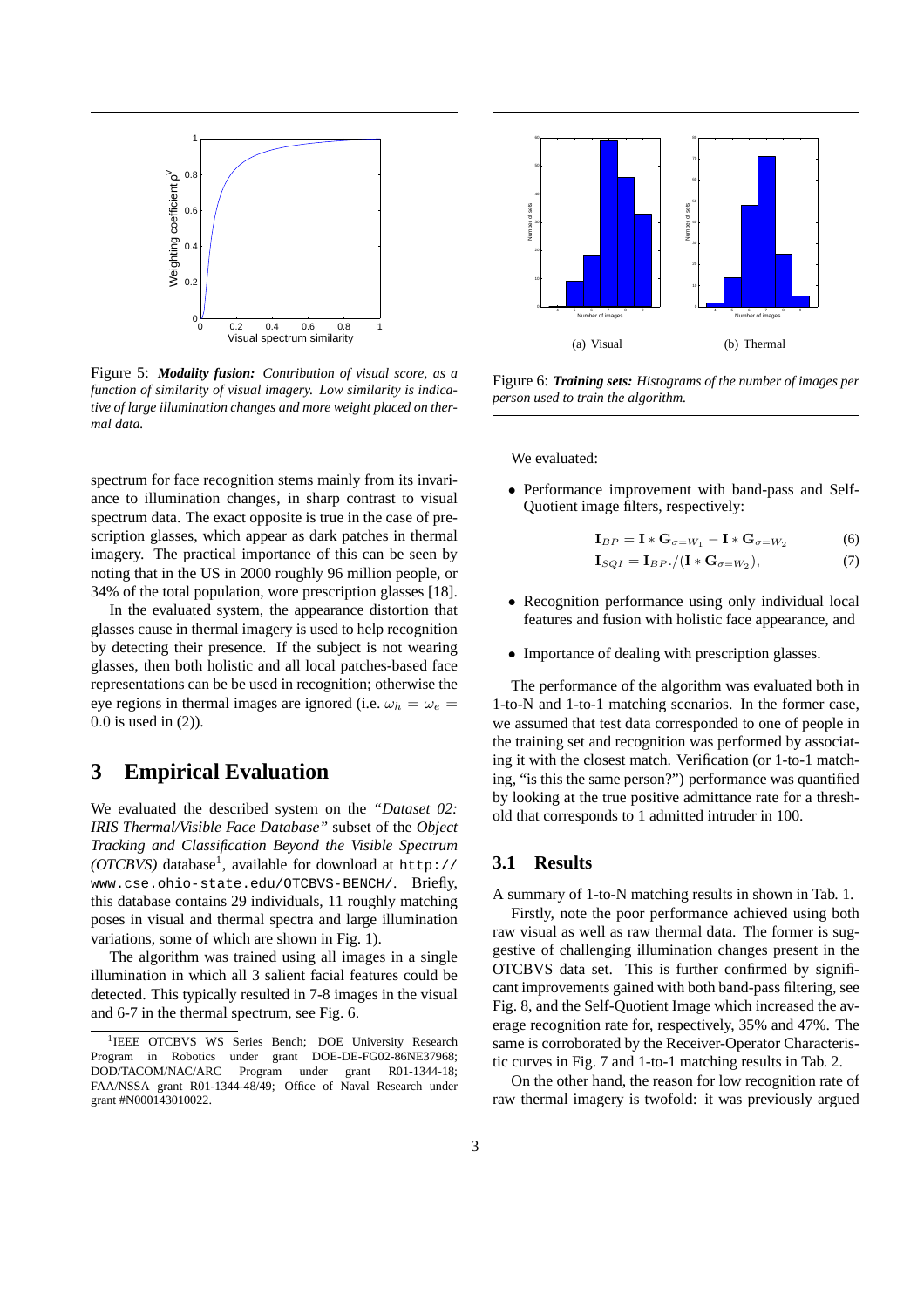Figure 5: ***Modality fusion:*** *Contribution of visual score, as a function of similarity of visual imagery. Low similarity is indicative of large illumination changes and more weight placed on thermal data.*

(a) Visual

(b) Thermal

Figure 6: ***Training sets:*** *Histograms of the number of images per person used to train the algorithm.*

spectrum for face recognition stems mainly from its invariance to illumination changes, in sharp contrast to visual spectrum data. The exact opposite is true in the case of prescription glasses, which appear as dark patches in thermal imagery. The practical importance of this can be seen by noting that in the US in 2000 roughly 96 million people, or 34% of the total population, wore prescription glasses [18].

In the evaluated system, the appearance distortion that glasses cause in thermal imagery is used to help recognition by detecting their presence. If the subject is not wearing glasses, then both holistic and all local patches-based face representations can be be used in recognition; otherwise the eye regions in thermal images are ignored (i.e. $\omega_h = \omega_e = 0.0$ is used in (2)).

# 3 Empirical Evaluation

We evaluated the described system on the *"Dataset 02: IRIS Thermal/Visible Face Database"* subset of the *Object Tracking and Classification Beyond the Visible Spectrum (OTCBVS)* database[1], available for download at `http://www.cse.ohio-state.edu/OTCBVS-BENCH/`. Briefly, this database contains 29 individuals, 11 roughly matching poses in visual and thermal spectra and large illumination variations, some of which are shown in Fig. 1).

The algorithm was trained using all images in a single illumination in which all 3 salient facial features could be detected. This typically resulted in 7-8 images in the visual and 6-7 in the thermal spectrum, see Fig. 6.

We evaluated:

- Performance improvement with band-pass and Self-Quotient image filters, respectively:

$$\mathbf{I}_{BP} = \mathbf{I} * \mathbf{G}_{\sigma=W_1} - \mathbf{I} * \mathbf{G}_{\sigma=W_2} \tag{6}$$

$$\mathbf{I}_{SQI} = \mathbf{I}_{BP} ./ (\mathbf{I} * \mathbf{G}_{\sigma=W_2}), \tag{7}$$

- Recognition performance using only individual local features and fusion with holistic face appearance, and
- Importance of dealing with prescription glasses.

The performance of the algorithm was evaluated both in 1-to-N and 1-to-1 matching scenarios. In the former case, we assumed that test data corresponded to one of people in the training set and recognition was performed by associating it with the closest match. Verification (or 1-to-1 matching, "is this the same person?") performance was quantified by looking at the true positive admittance rate for a threshold that corresponds to 1 admitted intruder in 100.

## 3.1 Results

A summary of 1-to-N matching results in shown in Tab. 1.

Firstly, note the poor performance achieved using both raw visual as well as raw thermal data. The former is suggestive of challenging illumination changes present in the OTCBVS data set. This is further confirmed by significant improvements gained with both band-pass filtering, see Fig. 8, and the Self-Quotient Image which increased the average recognition rate for, respectively, 35% and 47%. The same is corroborated by the Receiver-Operator Characteristic curves in Fig. 7 and 1-to-1 matching results in Tab. 2.

On the other hand, the reason for low recognition rate of raw thermal imagery is twofold: it was previously argued

[1] IEEE OTCBVS WS Series Bench; DOE University Research Program in Robotics under grant DOE-DE-FG02-86NE37968; DOD/TACOM/NAC/ARC Program under grant R01-1344-18; FAA/NSSA grant R01-1344-48/49; Office of Naval Research under grant #N000143010022.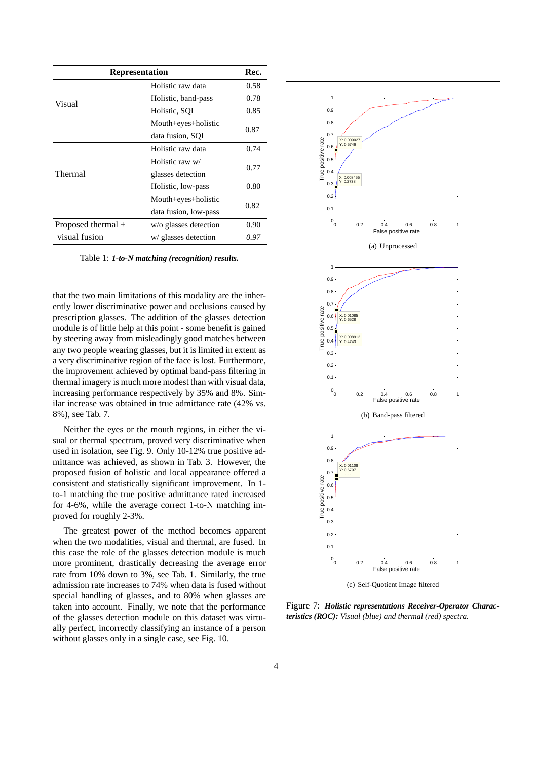| Representation | | Rec. |
|---|---|---|
| Visual | Holistic raw data | 0.58 |
| | Holistic, band-pass | 0.78 |
| | Holistic, SQI | 0.85 |
| | Mouth+eyes+holistic data fusion, SQI | 0.87 |
| Thermal | Holistic raw data | 0.74 |
| | Holistic raw w/ glasses detection | 0.77 |
| | Holistic, low-pass | 0.80 |
| | Mouth+eyes+holistic data fusion, low-pass | 0.82 |
| Proposed thermal + visual fusion | w/o glasses detection | 0.90 |
| | w/ glasses detection | *0.97* |

Table 1: ***1-to-N matching (recognition) results.***

that the two main limitations of this modality are the inherently lower discriminative power and occlusions caused by prescription glasses. The addition of the glasses detection module is of little help at this point - some benefit is gained by steering away from misleadingly good matches between any two people wearing glasses, but it is limited in extent as a very discriminative region of the face is lost. Furthermore, the improvement achieved by optimal band-pass filtering in thermal imagery is much more modest than with visual data, increasing performance respectively by 35% and 8%. Similar increase was obtained in true admittance rate (42% vs. 8%), see Tab. 7.

Neither the eyes or the mouth regions, in either the visual or thermal spectrum, proved very discriminative when used in isolation, see Fig. 9. Only 10-12% true positive admittance was achieved, as shown in Tab. 3. However, the proposed fusion of holistic and local appearance offered a consistent and statistically significant improvement. In 1-to-1 matching the true positive admittance rated increased for 4-6%, while the average correct 1-to-N matching improved for roughly 2-3%.

The greatest power of the method becomes apparent when the two modalities, visual and thermal, are fused. In this case the role of the glasses detection module is much more prominent, drastically decreasing the average error rate from 10% down to 3%, see Tab. 1. Similarly, the true admission rate increases to 74% when data is fused without special handling of glasses, and to 80% when glasses are taken into account. Finally, we note that the performance of the glasses detection module on this dataset was virtually perfect, incorrectly classifying an instance of a person without glasses only in a single case, see Fig. 10.

(a) Unprocessed

(b) Band-pass filtered

(c) Self-Quotient Image filtered

Figure 7: ***Holistic representations Receiver-Operator Characteristics (ROC):*** *Visual (blue) and thermal (red) spectra.*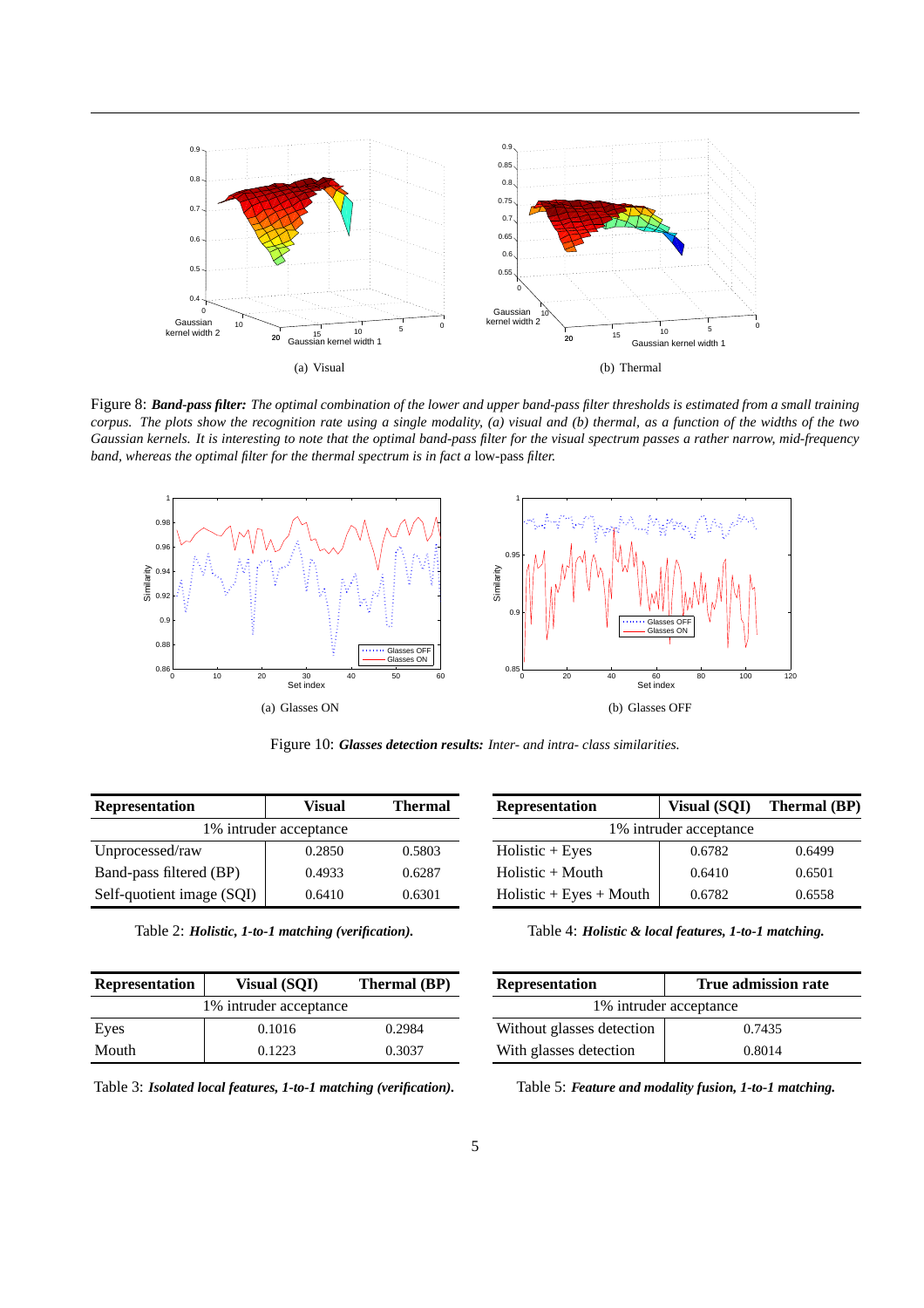(a) Visual

(b) Thermal

Figure 8: ***Band-pass filter:*** *The optimal combination of the lower and upper band-pass filter thresholds is estimated from a small training corpus. The plots show the recognition rate using a single modality, (a) visual and (b) thermal, as a function of the widths of the two Gaussian kernels. It is interesting to note that the optimal band-pass filter for the visual spectrum passes a rather narrow, mid-frequency band, whereas the optimal filter for the thermal spectrum is in fact a* low-pass *filter.*

(a) Glasses ON

(b) Glasses OFF

Figure 10: ***Glasses detection results:*** *Inter- and intra- class similarities.*

| **Representation** | **Visual** | **Thermal** |
|---|---|---|
| 1% intruder acceptance | | |
| Unprocessed/raw | 0.2850 | 0.5803 |
| Band-pass filtered (BP) | 0.4933 | 0.6287 |
| Self-quotient image (SQI) | 0.6410 | 0.6301 |

Table 2: ***Holistic, 1-to-1 matching (verification).***

| **Representation** | **Visual (SQI)** | **Thermal (BP)** |
|---|---|---|
| 1% intruder acceptance | | |
| Eyes | 0.1016 | 0.2984 |
| Mouth | 0.1223 | 0.3037 |

Table 3: ***Isolated local features, 1-to-1 matching (verification).***

| **Representation** | **Visual (SQI)** | **Thermal (BP)** |
|---|---|---|
| 1% intruder acceptance | | |
| Holistic + Eyes | 0.6782 | 0.6499 |
| Holistic + Mouth | 0.6410 | 0.6501 |
| Holistic + Eyes + Mouth | 0.6782 | 0.6558 |

Table 4: ***Holistic & local features, 1-to-1 matching.***

| **Representation** | **True admission rate** |
|---|---|
| 1% intruder acceptance | |
| Without glasses detection | 0.7435 |
| With glasses detection | 0.8014 |

Table 5: ***Feature and modality fusion, 1-to-1 matching.***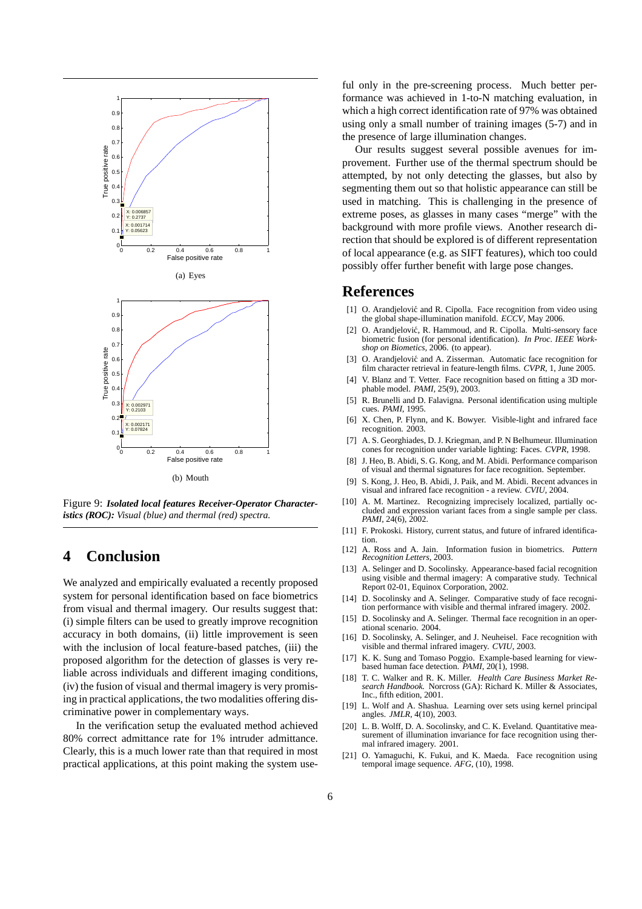1
0.9
0.8
0.7
0.6
0.5
0.4
0.3
0.2
0.1
0
True positive rate
X: 0.006857
Y: 0.2737
X: 0.001714
Y: 0.05623
0 0.2 0.4 0.6 0.8 1
False positive rate

(a) Eyes

1
0.9
0.8
0.7
0.6
0.5
0.4
0.3
0.2
0.1
0
True positive rate
X: 0.002971
Y: 0.2103
X: 0.002171
Y: 0.07824
0 0.2 0.4 0.6 0.8 1
False positive rate

(b) Mouth

Figure 9: ***Isolated local features Receiver-Operator Characteristics (ROC):*** *Visual (blue) and thermal (red) spectra.*

## 4 Conclusion

We analyzed and empirically evaluated a recently proposed system for personal identification based on face biometrics from visual and thermal imagery. Our results suggest that: (i) simple filters can be used to greatly improve recognition accuracy in both domains, (ii) little improvement is seen with the inclusion of local feature-based patches, (iii) the proposed algorithm for the detection of glasses is very reliable across individuals and different imaging conditions, (iv) the fusion of visual and thermal imagery is very promising in practical applications, the two modalities offering discriminative power in complementary ways.

In the verification setup the evaluated method achieved 80% correct admittance rate for 1% intruder admittance. Clearly, this is a much lower rate than that required in most practical applications, at this point making the system useful only in the pre-screening process. Much better performance was achieved in 1-to-N matching evaluation, in which a high correct identification rate of 97% was obtained using only a small number of training images (5-7) and in the presence of large illumination changes.

Our results suggest several possible avenues for improvement. Further use of the thermal spectrum should be attempted, by not only detecting the glasses, but also by segmenting them out so that holistic appearance can still be used in matching. This is challenging in the presence of extreme poses, as glasses in many cases "merge" with the background with more profile views. Another research direction that should be explored is of different representation of local appearance (e.g. as SIFT features), which too could possibly offer further benefit with large pose changes.

## References

[1] O. Arandjelović and R. Cipolla. Face recognition from video using the global shape-illumination manifold. *ECCV*, May 2006.

[2] O. Arandjelović, R. Hammoud, and R. Cipolla. Multi-sensory face biometric fusion (for personal identification). *In Proc. IEEE Workshop on Biometrics*, 2006. (to appear).

[3] O. Arandjelović and A. Zisserman. Automatic face recognition for film character retrieval in feature-length films. *CVPR*, 1, June 2005.

[4] V. Blanz and T. Vetter. Face recognition based on fitting a 3D morphable model. *PAMI*, 25(9), 2003.

[5] R. Brunelli and D. Falavigna. Personal identification using multiple cues. *PAMI*, 1995.

[6] X. Chen, P. Flynn, and K. Bowyer. Visible-light and infrared face recognition. 2003.

[7] A. S. Georghiades, D. J. Kriegman, and P. N Belhumeur. Illumination cones for recognition under variable lighting: Faces. *CVPR*, 1998.

[8] J. Heo, B. Abidi, S. G. Kong, and M. Abidi. Performance comparison of visual and thermal signatures for face recognition. September.

[9] S. Kong, J. Heo, B. Abidi, J. Paik, and M. Abidi. Recent advances in visual and infrared face recognition - a review. *CVIU*, 2004.

[10] A. M. Martinez. Recognizing imprecisely localized, partially occluded and expression variant faces from a single sample per class. *PAMI*, 24(6), 2002.

[11] F. Prokoski. History, current status, and future of infrared identification.

[12] A. Ross and A. Jain. Information fusion in biometrics. *Pattern Recognition Letters*, 2003.

[13] A. Selinger and D. Socolinsky. Appearance-based facial recognition using visible and thermal imagery: A comparative study. Technical Report 02-01, Equinox Corporation, 2002.

[14] D. Socolinsky and A. Selinger. Comparative study of face recognition performance with visible and thermal infrared imagery. 2002.

[15] D. Socolinsky and A. Selinger. Thermal face recognition in an operational scenario. 2004.

[16] D. Socolinsky, A. Selinger, and J. Neuheisel. Face recognition with visible and thermal infrared imagery. *CVIU*, 2003.

[17] K. K. Sung and Tomaso Poggio. Example-based learning for view-based human face detection. *PAMI*, 20(1), 1998.

[18] T. C. Walker and R. K. Miller. *Health Care Business Market Research Handbook*. Norcross (GA): Richard K. Miller & Associates, Inc., fifth edition, 2001.

[19] L. Wolf and A. Shashua. Learning over sets using kernel principal angles. *JMLR*, 4(10), 2003.

[20] L. B. Wolff, D. A. Socolinsky, and C. K. Eveland. Quantitative measurement of illumination invariance for face recognition using thermal infrared imagery. 2001.

[21] O. Yamaguchi, K. Fukui, and K. Maeda. Face recognition using temporal image sequence. *AFG*, (10), 1998.